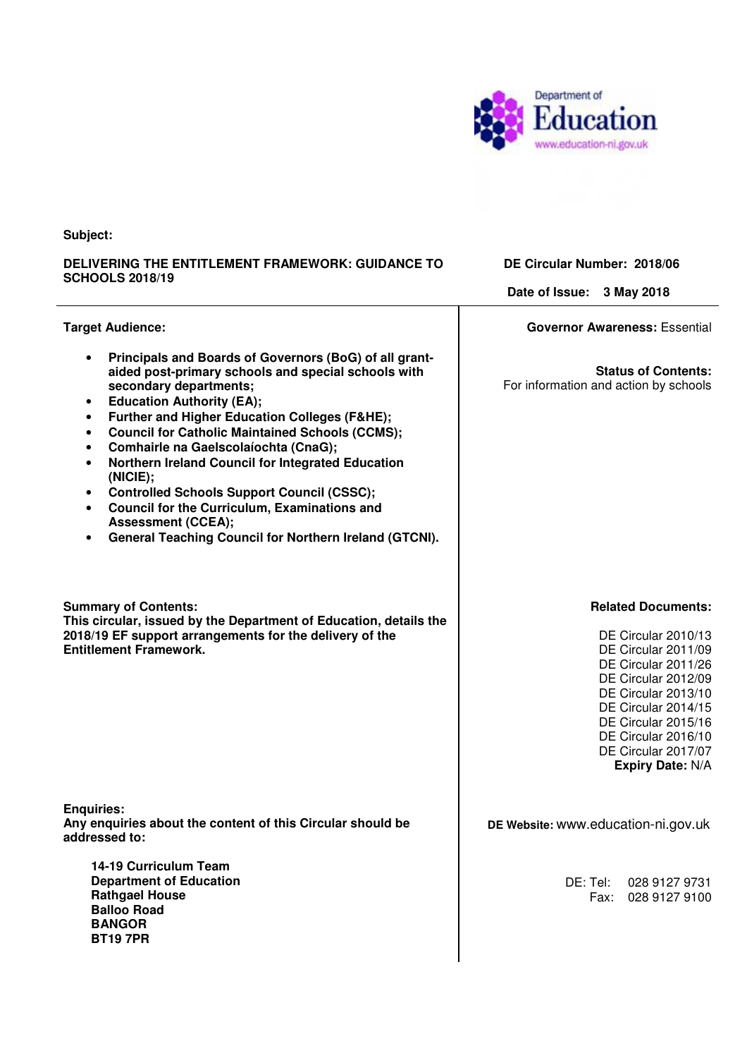Department of Education
www.education-ni.gov.uk

**Subject:**

**DELIVERING THE ENTITLEMENT FRAMEWORK: GUIDANCE TO SCHOOLS 2018/19**

**DE Circular Number: 2018/06**

**Date of Issue: 3 May 2018**

**Target Audience:**

- **Principals and Boards of Governors (BoG) of all grant-aided post-primary schools and special schools with secondary departments;**
- **Education Authority (EA);**
- **Further and Higher Education Colleges (F&HE);**
- **Council for Catholic Maintained Schools (CCMS);**
- **Comhairle na Gaelscolaíochta (CnaG);**
- **Northern Ireland Council for Integrated Education (NICIE);**
- **Controlled Schools Support Council (CSSC);**
- **Council for the Curriculum, Examinations and Assessment (CCEA);**
- **General Teaching Council for Northern Ireland (GTCNI).**

**Governor Awareness:** Essential

**Status of Contents:**
For information and action by schools

**Summary of Contents:**
**This circular, issued by the Department of Education, details the 2018/19 EF support arrangements for the delivery of the Entitlement Framework.**

**Related Documents:**

DE Circular 2010/13
DE Circular 2011/09
DE Circular 2011/26
DE Circular 2012/09
DE Circular 2013/10
DE Circular 2014/15
DE Circular 2015/16
DE Circular 2016/10
DE Circular 2017/07

**Expiry Date:** N/A

**Enquiries:**
**Any enquiries about the content of this Circular should be addressed to:**

**14-19 Curriculum Team**
**Department of Education**
**Rathgael House**
**Balloo Road**
**BANGOR**
**BT19 7PR**

**DE Website:** www.education-ni.gov.uk

DE: Tel: 028 9127 9731
Fax: 028 9127 9100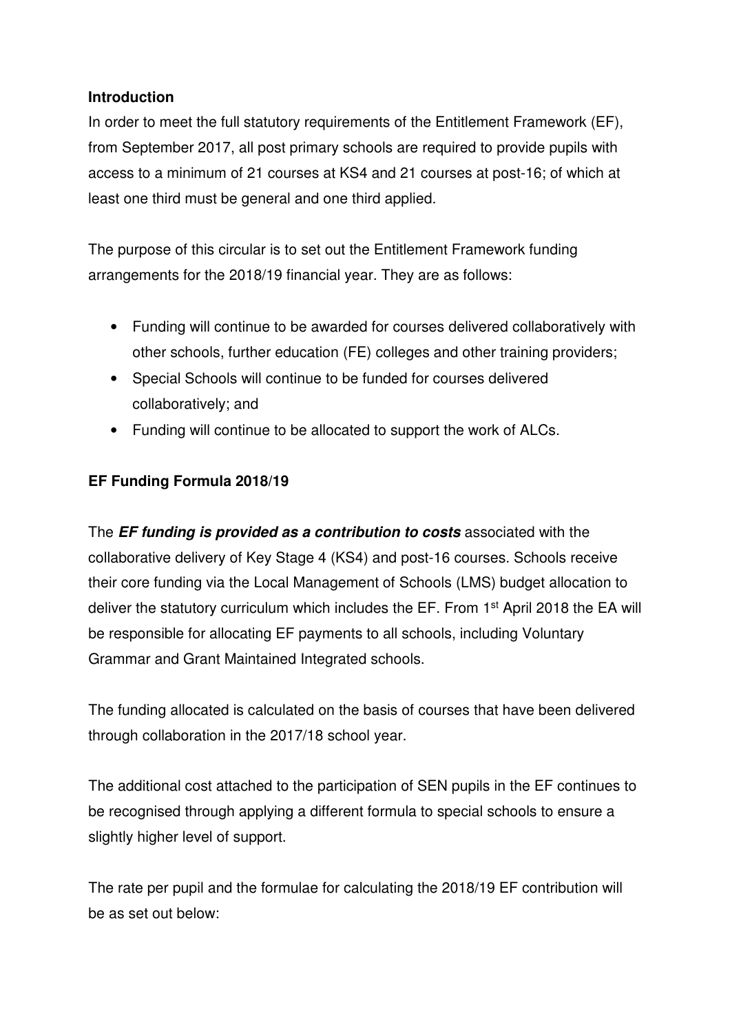### Introduction

In order to meet the full statutory requirements of the Entitlement Framework (EF), from September 2017, all post primary schools are required to provide pupils with access to a minimum of 21 courses at KS4 and 21 courses at post-16; of which at least one third must be general and one third applied.

The purpose of this circular is to set out the Entitlement Framework funding arrangements for the 2018/19 financial year. They are as follows:

- Funding will continue to be awarded for courses delivered collaboratively with other schools, further education (FE) colleges and other training providers;
- Special Schools will continue to be funded for courses delivered collaboratively; and
- Funding will continue to be allocated to support the work of ALCs.

### EF Funding Formula 2018/19

The ***EF funding is provided as a contribution to costs*** associated with the collaborative delivery of Key Stage 4 (KS4) and post-16 courses. Schools receive their core funding via the Local Management of Schools (LMS) budget allocation to deliver the statutory curriculum which includes the EF. From 1st April 2018 the EA will be responsible for allocating EF payments to all schools, including Voluntary Grammar and Grant Maintained Integrated schools.

The funding allocated is calculated on the basis of courses that have been delivered through collaboration in the 2017/18 school year.

The additional cost attached to the participation of SEN pupils in the EF continues to be recognised through applying a different formula to special schools to ensure a slightly higher level of support.

The rate per pupil and the formulae for calculating the 2018/19 EF contribution will be as set out below: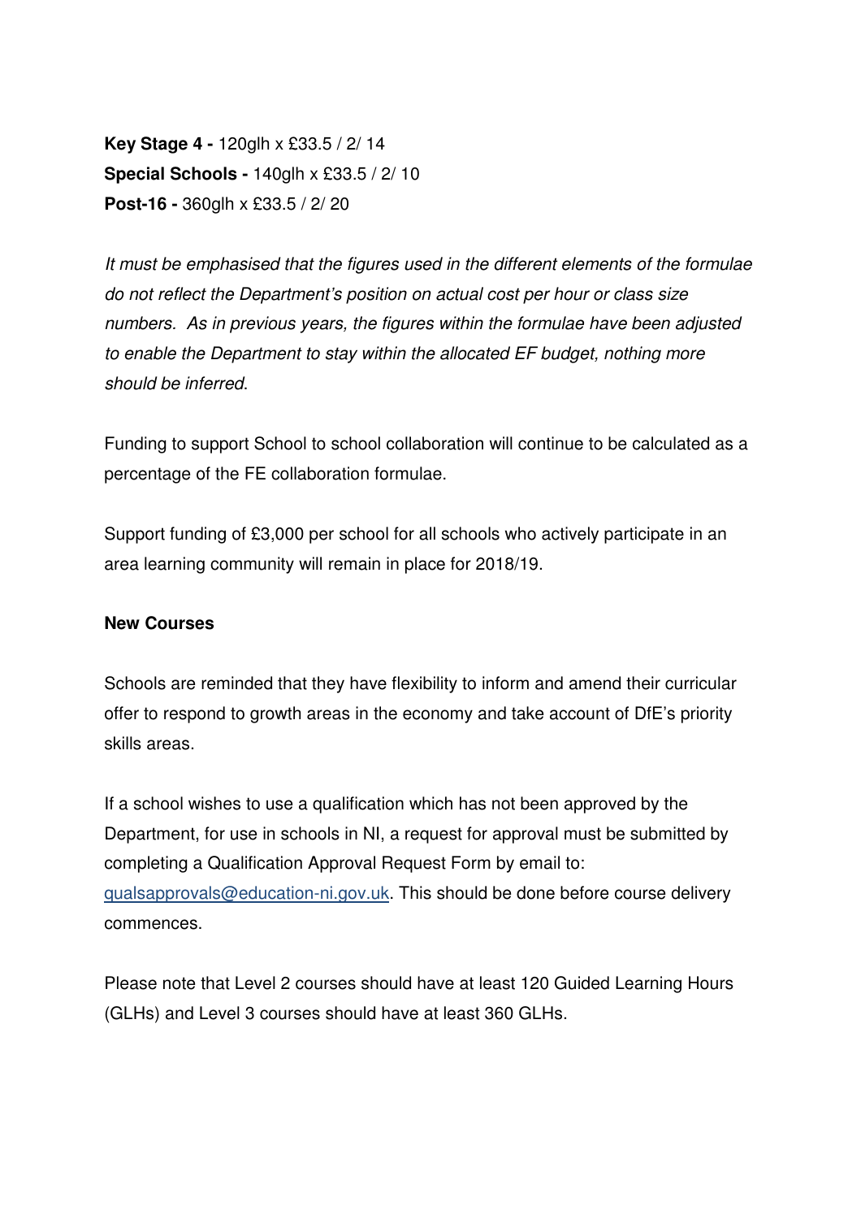**Key Stage 4 -** 120glh x £33.5 / 2/ 14
**Special Schools -** 140glh x £33.5 / 2/ 10
**Post-16 -** 360glh x £33.5 / 2/ 20

*It must be emphasised that the figures used in the different elements of the formulae do not reflect the Department's position on actual cost per hour or class size numbers. As in previous years, the figures within the formulae have been adjusted to enable the Department to stay within the allocated EF budget, nothing more should be inferred.*

Funding to support School to school collaboration will continue to be calculated as a percentage of the FE collaboration formulae.

Support funding of £3,000 per school for all schools who actively participate in an area learning community will remain in place for 2018/19.

**New Courses**

Schools are reminded that they have flexibility to inform and amend their curricular offer to respond to growth areas in the economy and take account of DfE's priority skills areas.

If a school wishes to use a qualification which has not been approved by the Department, for use in schools in NI, a request for approval must be submitted by completing a Qualification Approval Request Form by email to: qualsapprovals@education-ni.gov.uk. This should be done before course delivery commences.

Please note that Level 2 courses should have at least 120 Guided Learning Hours (GLHs) and Level 3 courses should have at least 360 GLHs.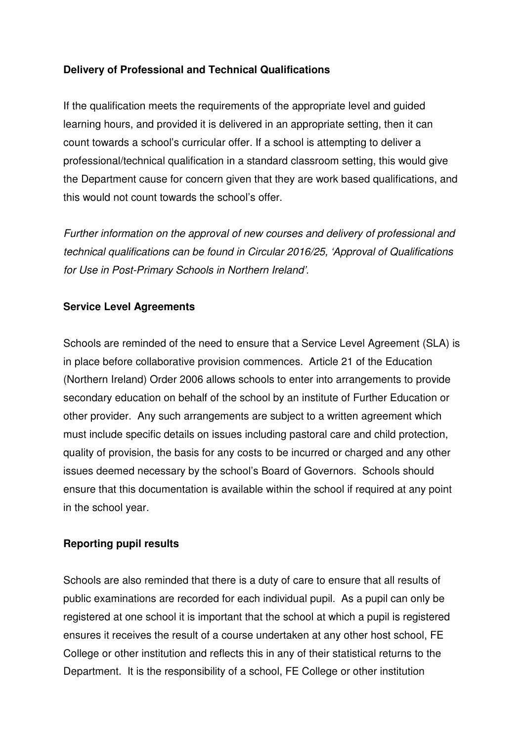**Delivery of Professional and Technical Qualifications**

If the qualification meets the requirements of the appropriate level and guided learning hours, and provided it is delivered in an appropriate setting, then it can count towards a school's curricular offer. If a school is attempting to deliver a professional/technical qualification in a standard classroom setting, this would give the Department cause for concern given that they are work based qualifications, and this would not count towards the school's offer.

*Further information on the approval of new courses and delivery of professional and technical qualifications can be found in Circular 2016/25, 'Approval of Qualifications for Use in Post-Primary Schools in Northern Ireland'.*

**Service Level Agreements**

Schools are reminded of the need to ensure that a Service Level Agreement (SLA) is in place before collaborative provision commences. Article 21 of the Education (Northern Ireland) Order 2006 allows schools to enter into arrangements to provide secondary education on behalf of the school by an institute of Further Education or other provider. Any such arrangements are subject to a written agreement which must include specific details on issues including pastoral care and child protection, quality of provision, the basis for any costs to be incurred or charged and any other issues deemed necessary by the school's Board of Governors. Schools should ensure that this documentation is available within the school if required at any point in the school year.

**Reporting pupil results**

Schools are also reminded that there is a duty of care to ensure that all results of public examinations are recorded for each individual pupil. As a pupil can only be registered at one school it is important that the school at which a pupil is registered ensures it receives the result of a course undertaken at any other host school, FE College or other institution and reflects this in any of their statistical returns to the Department. It is the responsibility of a school, FE College or other institution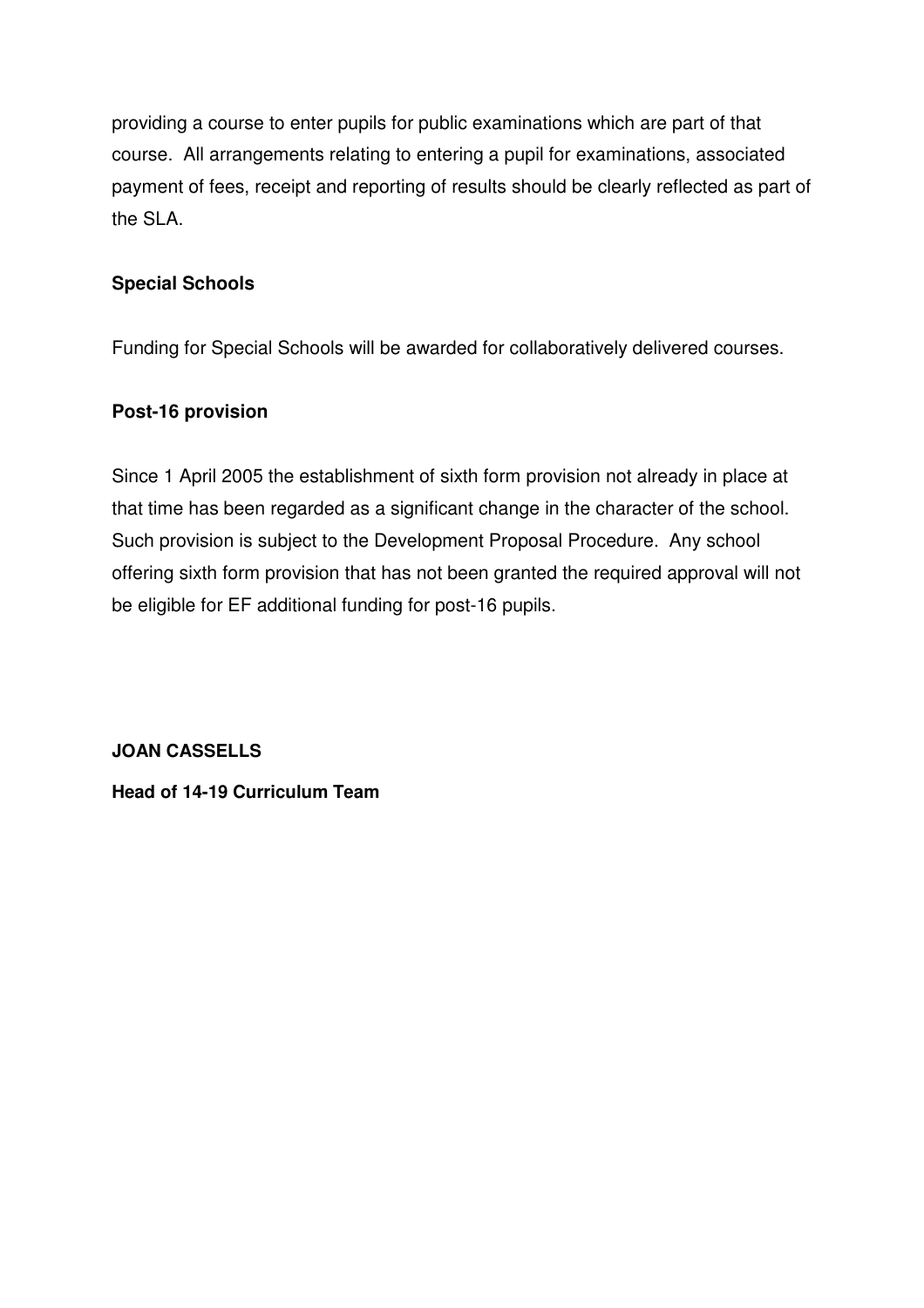providing a course to enter pupils for public examinations which are part of that course. All arrangements relating to entering a pupil for examinations, associated payment of fees, receipt and reporting of results should be clearly reflected as part of the SLA.

**Special Schools**

Funding for Special Schools will be awarded for collaboratively delivered courses.

**Post-16 provision**

Since 1 April 2005 the establishment of sixth form provision not already in place at that time has been regarded as a significant change in the character of the school. Such provision is subject to the Development Proposal Procedure. Any school offering sixth form provision that has not been granted the required approval will not be eligible for EF additional funding for post-16 pupils.

**JOAN CASSELLS**

**Head of 14-19 Curriculum Team**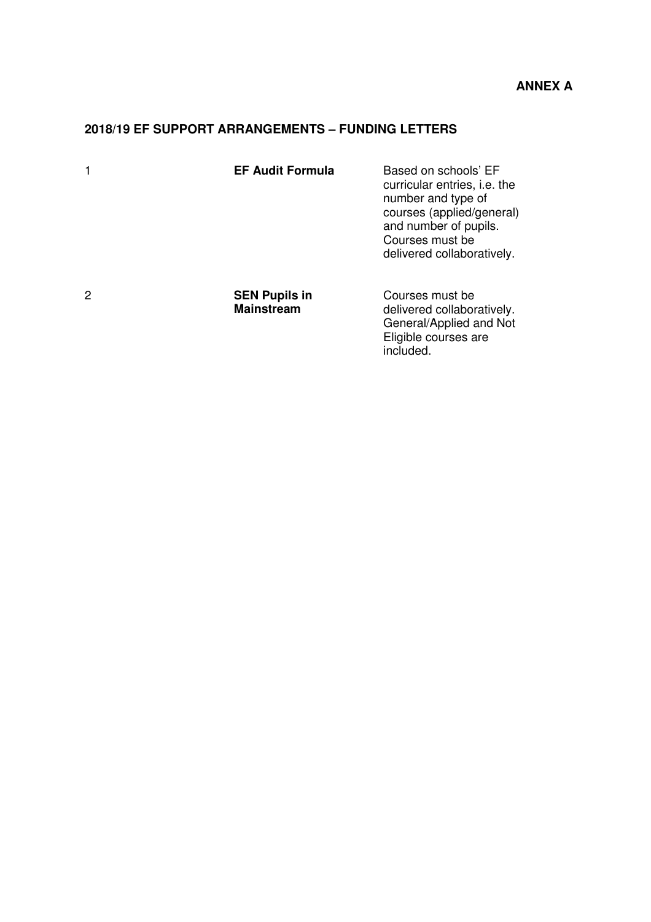**ANNEX A**

## 2018/19 EF SUPPORT ARRANGEMENTS – FUNDING LETTERS

| | | |
|---|---|---|
| 1 | **EF Audit Formula** | Based on schools' EF curricular entries, i.e. the number and type of courses (applied/general) and number of pupils. Courses must be delivered collaboratively. |
| 2 | **SEN Pupils in Mainstream** | Courses must be delivered collaboratively. General/Applied and Not Eligible courses are included. |